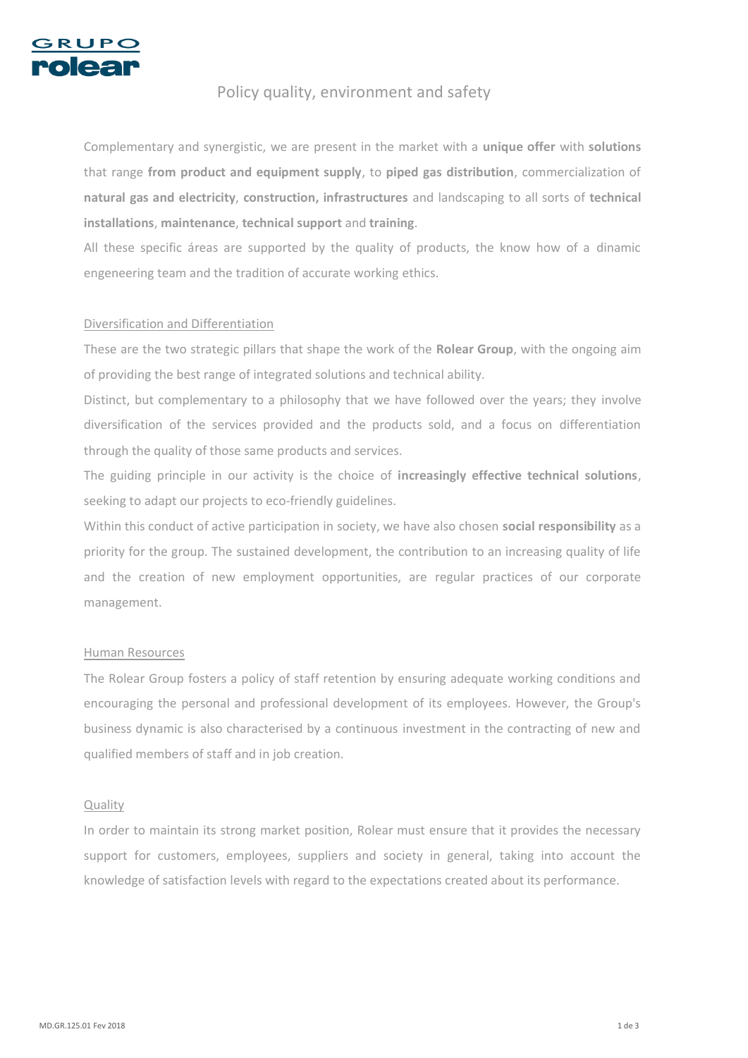GRUPO rolear

# Policy quality, environment and safety

Complementary and synergistic, we are present in the market with a **unique offer** with **solutions** that range **from product and equipment supply**, to **piped gas distribution**, commercialization of **natural gas and electricity**, **construction, infrastructures** and landscaping to all sorts of **technical installations**, **maintenance**, **technical support** and **training**.

All these specific áreas are supported by the quality of products, the know how of a dinamic engeneering team and the tradition of accurate working ethics.

## Diversification and Differentiation

These are the two strategic pillars that shape the work of the **Rolear Group**, with the ongoing aim of providing the best range of integrated solutions and technical ability.

Distinct, but complementary to a philosophy that we have followed over the years; they involve diversification of the services provided and the products sold, and a focus on differentiation through the quality of those same products and services.

The guiding principle in our activity is the choice of **increasingly effective technical solutions**, seeking to adapt our projects to eco-friendly guidelines.

Within this conduct of active participation in society, we have also chosen **social responsibility** as a priority for the group. The sustained development, the contribution to an increasing quality of life and the creation of new employment opportunities, are regular practices of our corporate management.

## Human Resources

The Rolear Group fosters a policy of staff retention by ensuring adequate working conditions and encouraging the personal and professional development of its employees. However, the Group's business dynamic is also characterised by a continuous investment in the contracting of new and qualified members of staff and in job creation.

## Quality

In order to maintain its strong market position, Rolear must ensure that it provides the necessary support for customers, employees, suppliers and society in general, taking into account the knowledge of satisfaction levels with regard to the expectations created about its performance.

MD.GR.125.01 Fev 2018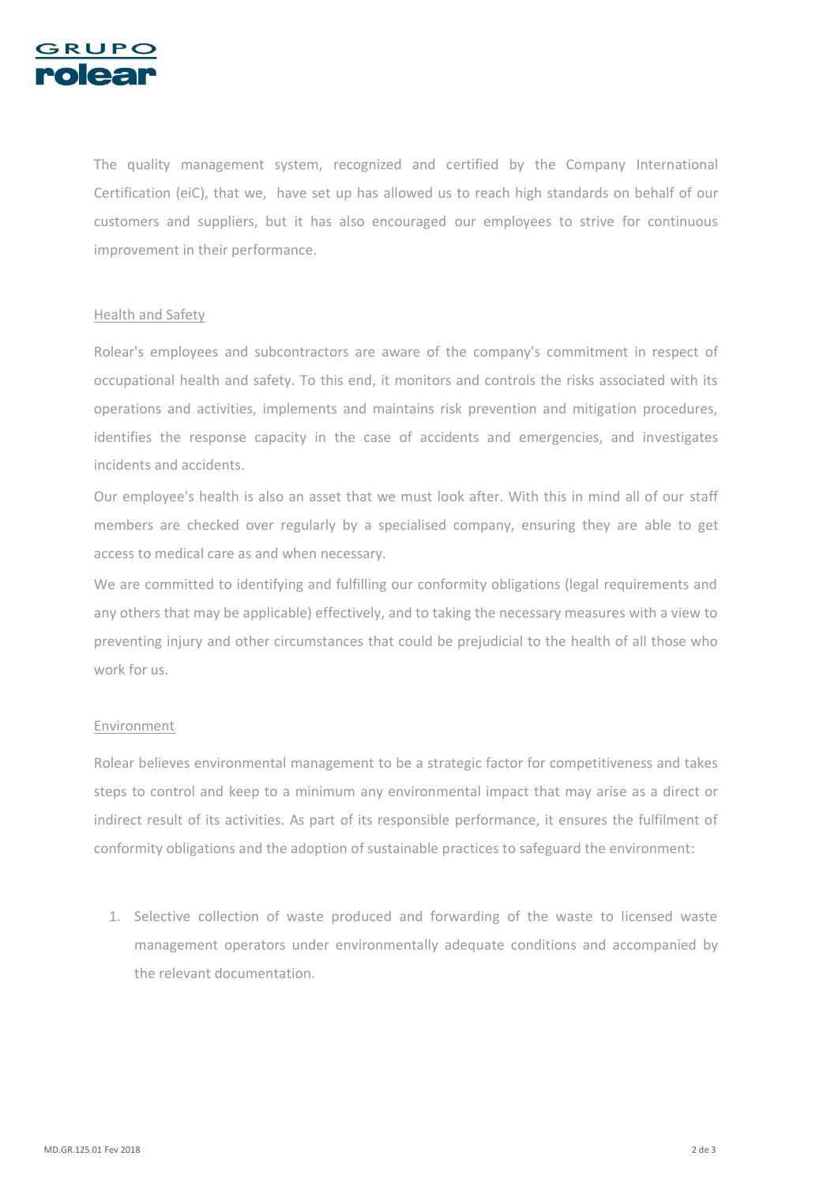The quality management system, recognized and certified by the Company International Certification (eiC), that we, have set up has allowed us to reach high standards on behalf of our customers and suppliers, but it has also encouraged our employees to strive for continuous improvement in their performance.

## Health and Safety

Rolear's employees and subcontractors are aware of the company's commitment in respect of occupational health and safety. To this end, it monitors and controls the risks associated with its operations and activities, implements and maintains risk prevention and mitigation procedures, identifies the response capacity in the case of accidents and emergencies, and investigates incidents and accidents.

Our employee's health is also an asset that we must look after. With this in mind all of our staff members are checked over regularly by a specialised company, ensuring they are able to get access to medical care as and when necessary.

We are committed to identifying and fulfilling our conformity obligations (legal requirements and any others that may be applicable) effectively, and to taking the necessary measures with a view to preventing injury and other circumstances that could be prejudicial to the health of all those who work for us.

## Environment

Rolear believes environmental management to be a strategic factor for competitiveness and takes steps to control and keep to a minimum any environmental impact that may arise as a direct or indirect result of its activities. As part of its responsible performance, it ensures the fulfilment of conformity obligations and the adoption of sustainable practices to safeguard the environment:

1. Selective collection of waste produced and forwarding of the waste to licensed waste management operators under environmentally adequate conditions and accompanied by the relevant documentation.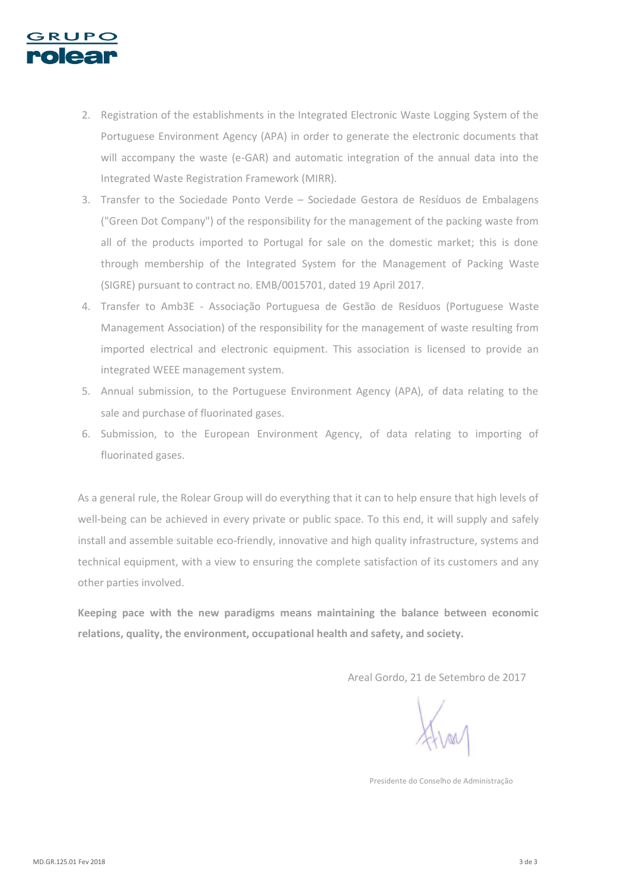2. Registration of the establishments in the Integrated Electronic Waste Logging System of the Portuguese Environment Agency (APA) in order to generate the electronic documents that will accompany the waste (e-GAR) and automatic integration of the annual data into the Integrated Waste Registration Framework (MIRR).
3. Transfer to the Sociedade Ponto Verde – Sociedade Gestora de Resíduos de Embalagens ("Green Dot Company") of the responsibility for the management of the packing waste from all of the products imported to Portugal for sale on the domestic market; this is done through membership of the Integrated System for the Management of Packing Waste (SIGRE) pursuant to contract no. EMB/0015701, dated 19 April 2017.
4. Transfer to Amb3E - Associação Portuguesa de Gestão de Resíduos (Portuguese Waste Management Association) of the responsibility for the management of waste resulting from imported electrical and electronic equipment. This association is licensed to provide an integrated WEEE management system.
5. Annual submission, to the Portuguese Environment Agency (APA), of data relating to the sale and purchase of fluorinated gases.
6. Submission, to the European Environment Agency, of data relating to importing of fluorinated gases.

As a general rule, the Rolear Group will do everything that it can to help ensure that high levels of well-being can be achieved in every private or public space. To this end, it will supply and safely install and assemble suitable eco-friendly, innovative and high quality infrastructure, systems and technical equipment, with a view to ensuring the complete satisfaction of its customers and any other parties involved.

**Keeping pace with the new paradigms means maintaining the balance between economic relations, quality, the environment, occupational health and safety, and society.**

Areal Gordo, 21 de Setembro de 2017

Presidente do Conselho de Administração

MD.GR.125.01 Fev 2018